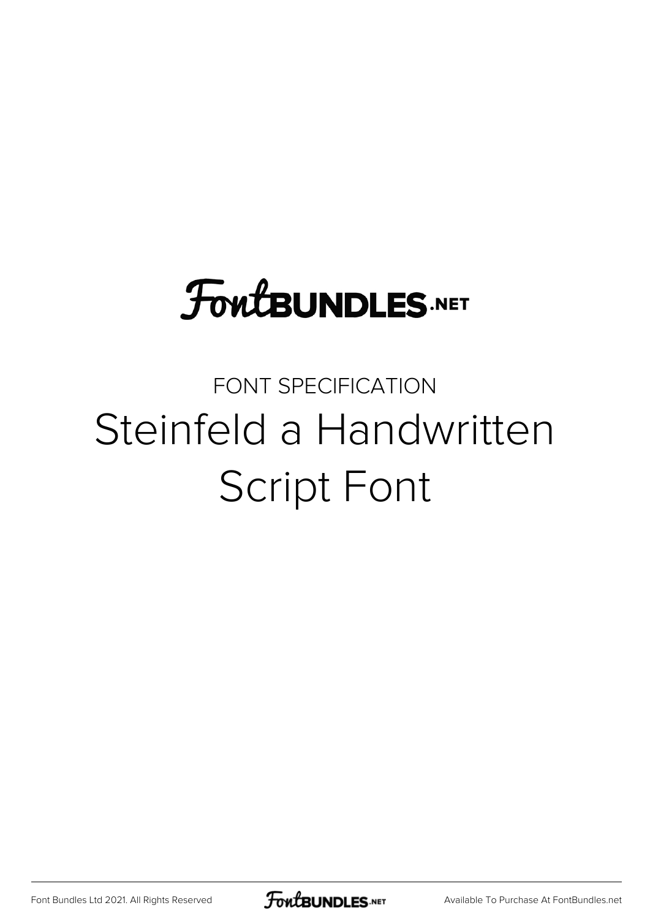FontBUNDLES.NET

FONT SPECIFICATION

# Steinfeld a Handwritten Script Font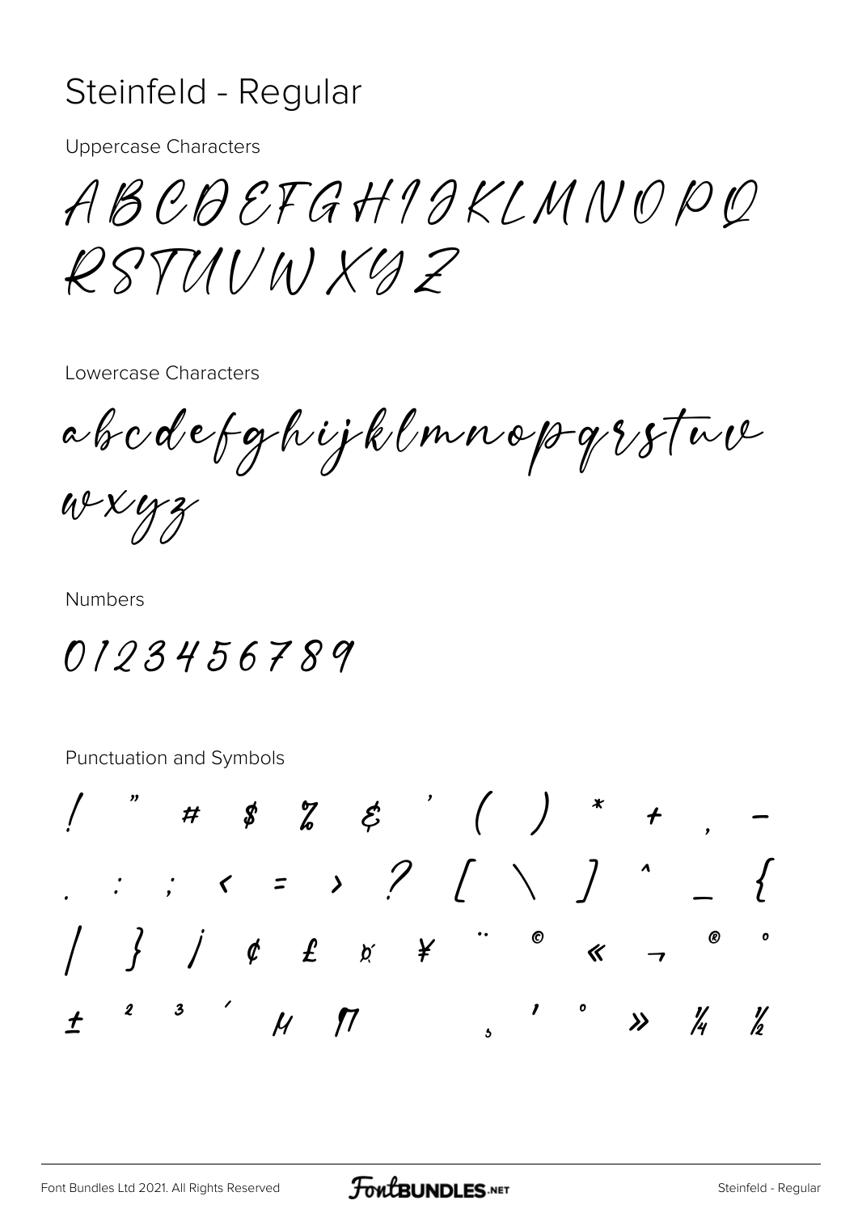# Steinfeld - Regular

Uppercase Characters

ABCDEFGHIJKLMNOPQ
RSTUVWXYZ

Lowercase Characters

abcdefghijklmnopqrstuv
wxyz

Numbers

0123456789

Punctuation and Symbols

! " # $ % & ' ( ) * + , -
. : ; < = > ? [ \ ] ^ _ {
| } ¡ ¢ £ ¤ ¥ ¨ © « ¬ ® °
± ² ³ ´ µ ¶ · ¸ ¹ º » ¼ ½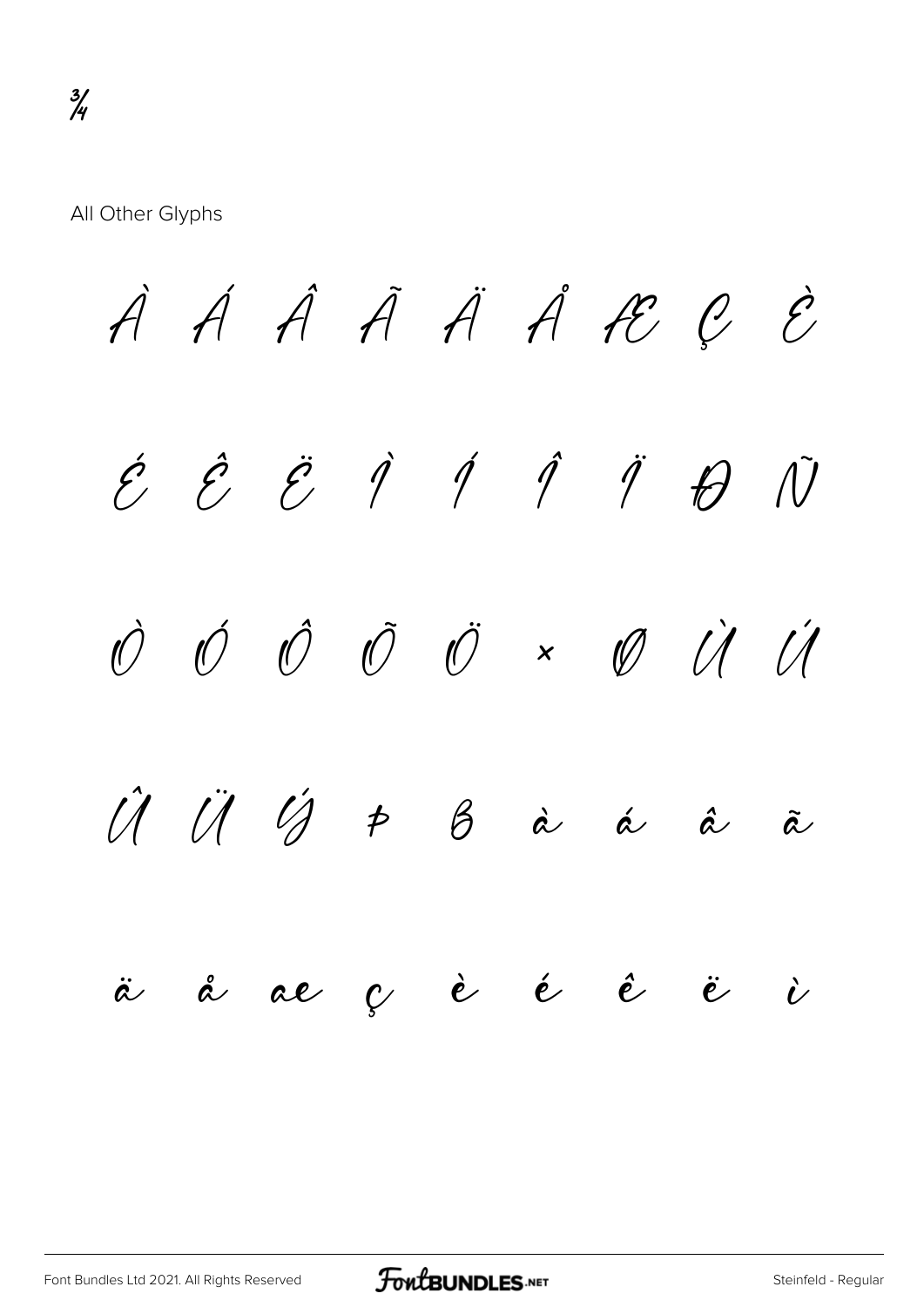¾

All Other Glyphs

À Á Â Ã Ä Å Æ Ç È

É Ê Ë Ì Í Î Ï Ð Ñ

Ò Ó Ô Õ Ö × Ø Ù Ú

Û Ü Ý Þ ß à á â ã

ä å æ ç è é ê ë ì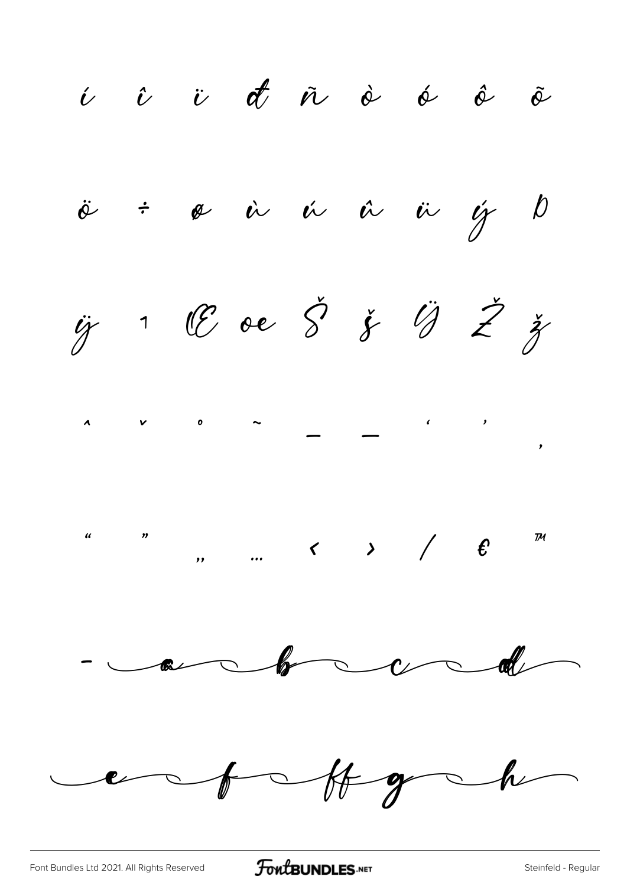í î ï đ ñ ò ó ô õ

ö ÷ ø ù ú û ü ý þ

ÿ ı Œ œ Š š Ÿ Ž ž

ˆ ˇ ˚ ˜ – — ‘ ’ ‚

“ ” „ … ‹ › ⁄ € ™

- a b c d

e f ff g h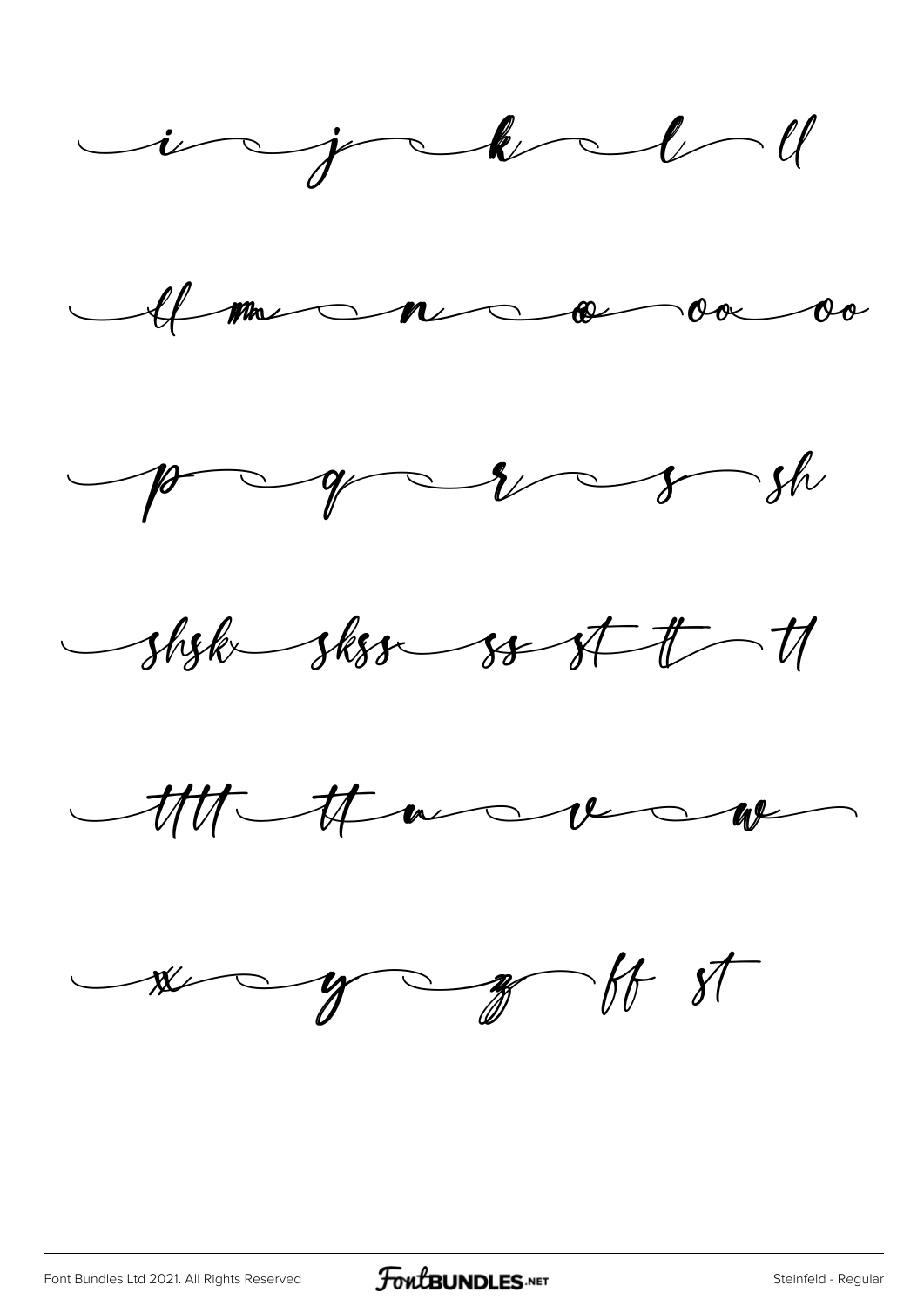i j k l ll

ll m n o oo oo

p q r s sh

shsk skss ss st tt tl

ttt tt u v w

x y z ff st